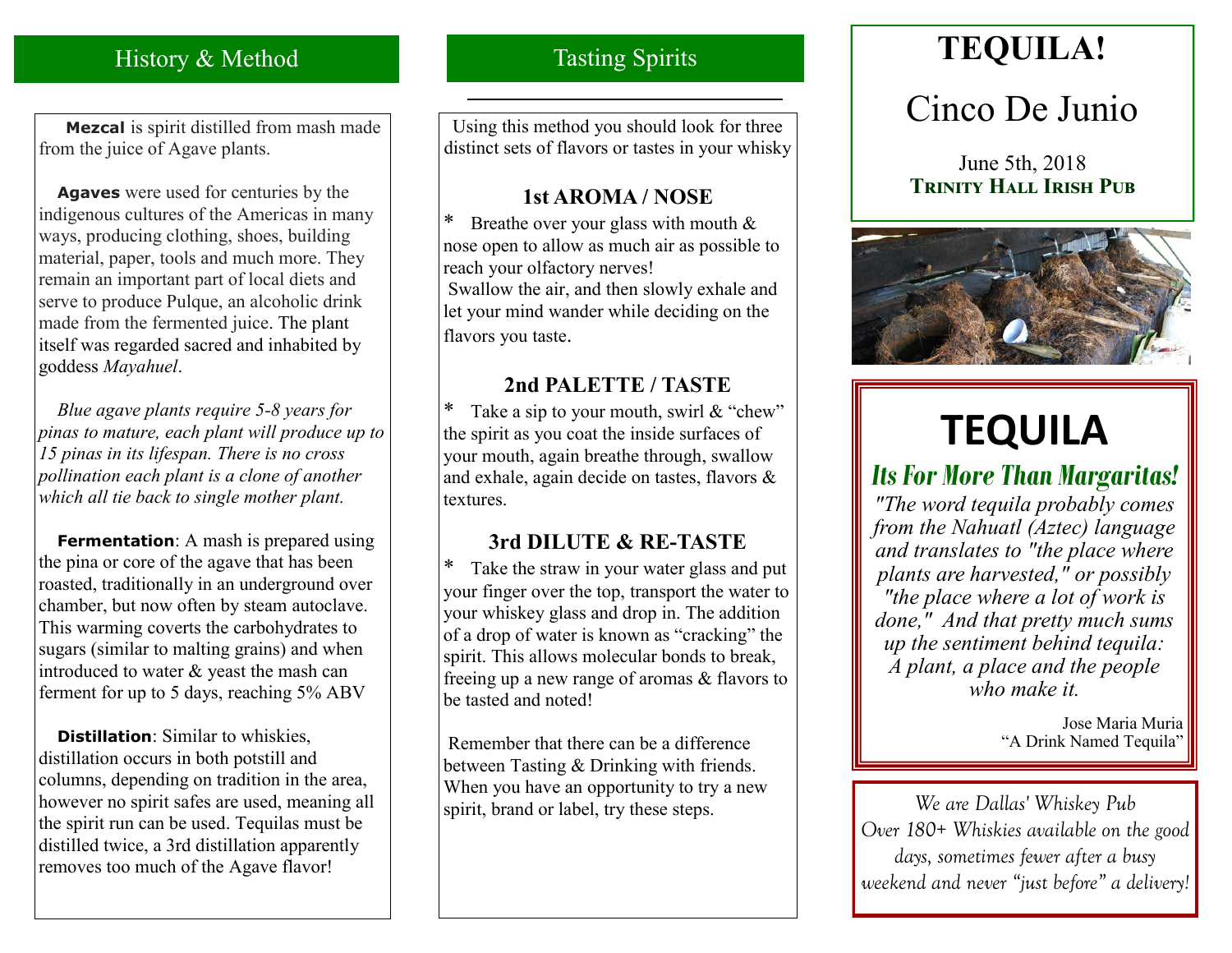## History & Method

**Mezcal** is spirit distilled from mash made from the juice of Agave plants.

**Agaves** were used for centuries by the indigenous cultures of the Americas in many ways, producing clothing, shoes, building material, paper, tools and much more. They remain an important part of local diets and serve to produce Pulque, an alcoholic drink made from the fermented juice. The plant itself was regarded sacred and inhabited by goddess *Mayahuel*.

*Blue agave plants require 5-8 years for pinas to mature, each plant will produce up to 15 pinas in its lifespan. There is no cross pollination each plant is a clone of another which all tie back to single mother plant.*

**Fermentation**: A mash is prepared using the pina or core of the agave that has been roasted, traditionally in an underground over chamber, but now often by steam autoclave. This warming coverts the carbohydrates to sugars (similar to malting grains) and when introduced to water & yeast the mash can ferment for up to 5 days, reaching 5% ABV

**Distillation**: Similar to whiskies, distillation occurs in both potstill and columns, depending on tradition in the area, however no spirit safes are used, meaning all the spirit run can be used. Tequilas must be distilled twice, a 3rd distillation apparently removes too much of the Agave flavor!

## Tasting Spirits

Using this method you should look for three distinct sets of flavors or tastes in your whisky

### 1st AROMA / NOSE

* Breathe over your glass with mouth & nose open to allow as much air as possible to reach your olfactory nerves!
Swallow the air, and then slowly exhale and let your mind wander while deciding on the flavors you taste.

### 2nd PALETTE / TASTE

* Take a sip to your mouth, swirl & "chew" the spirit as you coat the inside surfaces of your mouth, again breathe through, swallow and exhale, again decide on tastes, flavors & textures.

### 3rd DILUTE & RE-TASTE

* Take the straw in your water glass and put your finger over the top, transport the water to your whiskey glass and drop in. The addition of a drop of water is known as "cracking" the spirit. This allows molecular bonds to break, freeing up a new range of aromas & flavors to be tasted and noted!

Remember that there can be a difference between Tasting & Drinking with friends. When you have an opportunity to try a new spirit, brand or label, try these steps.

# TEQUILA!

## Cinco De Junio

June 5th, 2018
**TRINITY HALL IRISH PUB**

# TEQUILA

## Its For More Than Margaritas!

*"The word tequila probably comes from the Nahuatl (Aztec) language and translates to "the place where plants are harvested," or possibly "the place where a lot of work is done," And that pretty much sums up the sentiment behind tequila: A plant, a place and the people who make it.*

Jose Maria Muria
"A Drink Named Tequila"

*We are Dallas' Whiskey Pub
Over 180+ Whiskies available on the good days, sometimes fewer after a busy weekend and never "just before" a delivery!*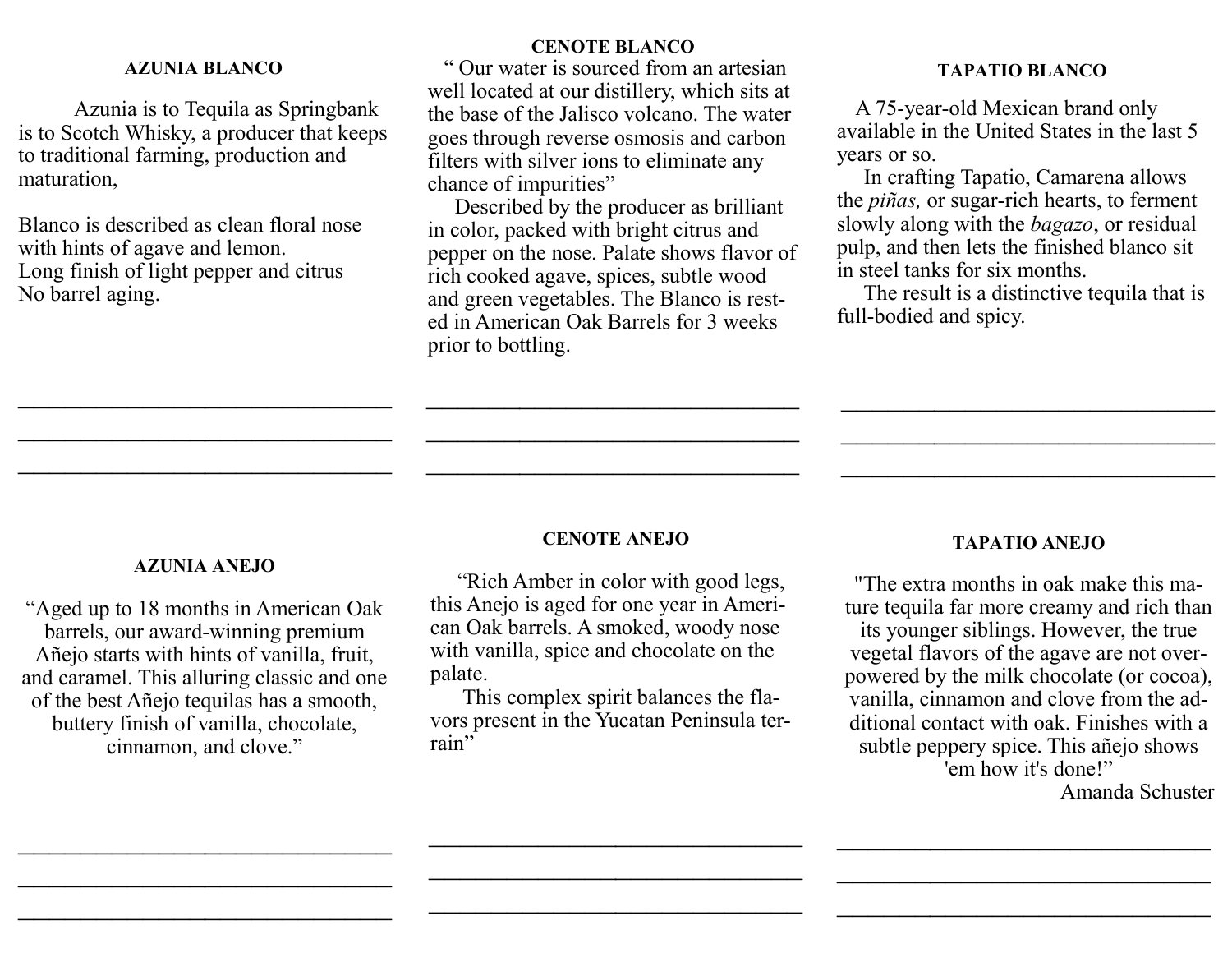### AZUNIA BLANCO

Azunia is to Tequila as Springbank is to Scotch Whisky, a producer that keeps to traditional farming, production and maturation,

Blanco is described as clean floral nose with hints of agave and lemon.
Long finish of light pepper and citrus
No barrel aging.

___________________________________

___________________________________

___________________________________

### CENOTE BLANCO

" Our water is sourced from an artesian well located at our distillery, which sits at the base of the Jalisco volcano. The water goes through reverse osmosis and carbon filters with silver ions to eliminate any chance of impurities"

Described by the producer as brilliant in color, packed with bright citrus and pepper on the nose. Palate shows flavor of rich cooked agave, spices, subtle wood and green vegetables. The Blanco is rested in American Oak Barrels for 3 weeks prior to bottling.

___________________________________

___________________________________

___________________________________

### TAPATIO BLANCO

A 75-year-old Mexican brand only available in the United States in the last 5 years or so.

In crafting Tapatio, Camarena allows the *piñas,* or sugar-rich hearts, to ferment slowly along with the *bagazo*, or residual pulp, and then lets the finished blanco sit in steel tanks for six months.

The result is a distinctive tequila that is full-bodied and spicy.

___________________________________

___________________________________

___________________________________

### AZUNIA ANEJO

"Aged up to 18 months in American Oak barrels, our award-winning premium Añejo starts with hints of vanilla, fruit, and caramel. This alluring classic and one of the best Añejo tequilas has a smooth, buttery finish of vanilla, chocolate, cinnamon, and clove."

___________________________________

___________________________________

___________________________________

### CENOTE ANEJO

"Rich Amber in color with good legs, this Anejo is aged for one year in American Oak barrels. A smoked, woody nose with vanilla, spice and chocolate on the palate.

This complex spirit balances the flavors present in the Yucatan Peninsula terrain"

___________________________________

___________________________________

___________________________________

### TAPATIO ANEJO

"The extra months in oak make this mature tequila far more creamy and rich than its younger siblings. However, the true vegetal flavors of the agave are not overpowered by the milk chocolate (or cocoa), vanilla, cinnamon and clove from the additional contact with oak. Finishes with a subtle peppery spice. This añejo shows 'em how it's done!"

Amanda Schuster

___________________________________

___________________________________

___________________________________